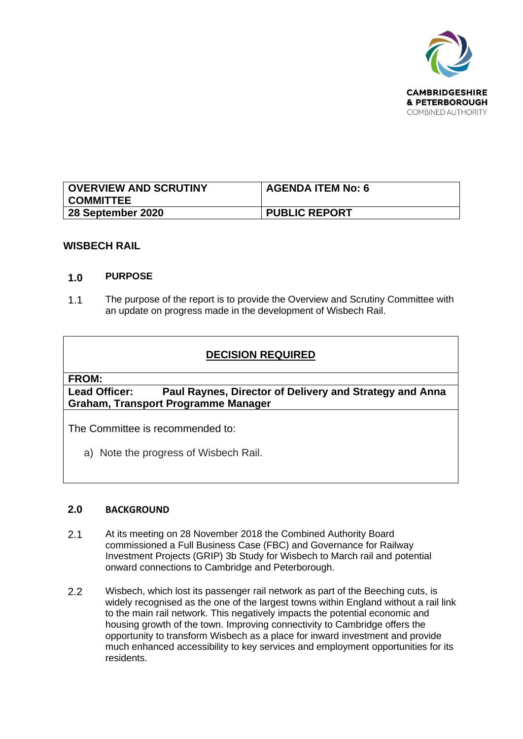| OVERVIEW AND SCRUTINY COMMITTEE | AGENDA ITEM No: 6 |
| --- | --- |
| 28 September 2020 | PUBLIC REPORT |

# WISBECH RAIL

## 1.0 PURPOSE

1.1 The purpose of the report is to provide the Overview and Scrutiny Committee with an update on progress made in the development of Wisbech Rail.

| DECISION REQUIRED |
| --- |
| **FROM:** |
| **Lead Officer:** **Paul Raynes, Director of Delivery and Strategy and Anna Graham, Transport Programme Manager** |
| The Committee is recommended to:<br><br>a) Note the progress of Wisbech Rail. |

## 2.0 BACKGROUND

2.1 At its meeting on 28 November 2018 the Combined Authority Board commissioned a Full Business Case (FBC) and Governance for Railway Investment Projects (GRIP) 3b Study for Wisbech to March rail and potential onward connections to Cambridge and Peterborough.

2.2 Wisbech, which lost its passenger rail network as part of the Beeching cuts, is widely recognised as the one of the largest towns within England without a rail link to the main rail network. This negatively impacts the potential economic and housing growth of the town. Improving connectivity to Cambridge offers the opportunity to transform Wisbech as a place for inward investment and provide much enhanced accessibility to key services and employment opportunities for its residents.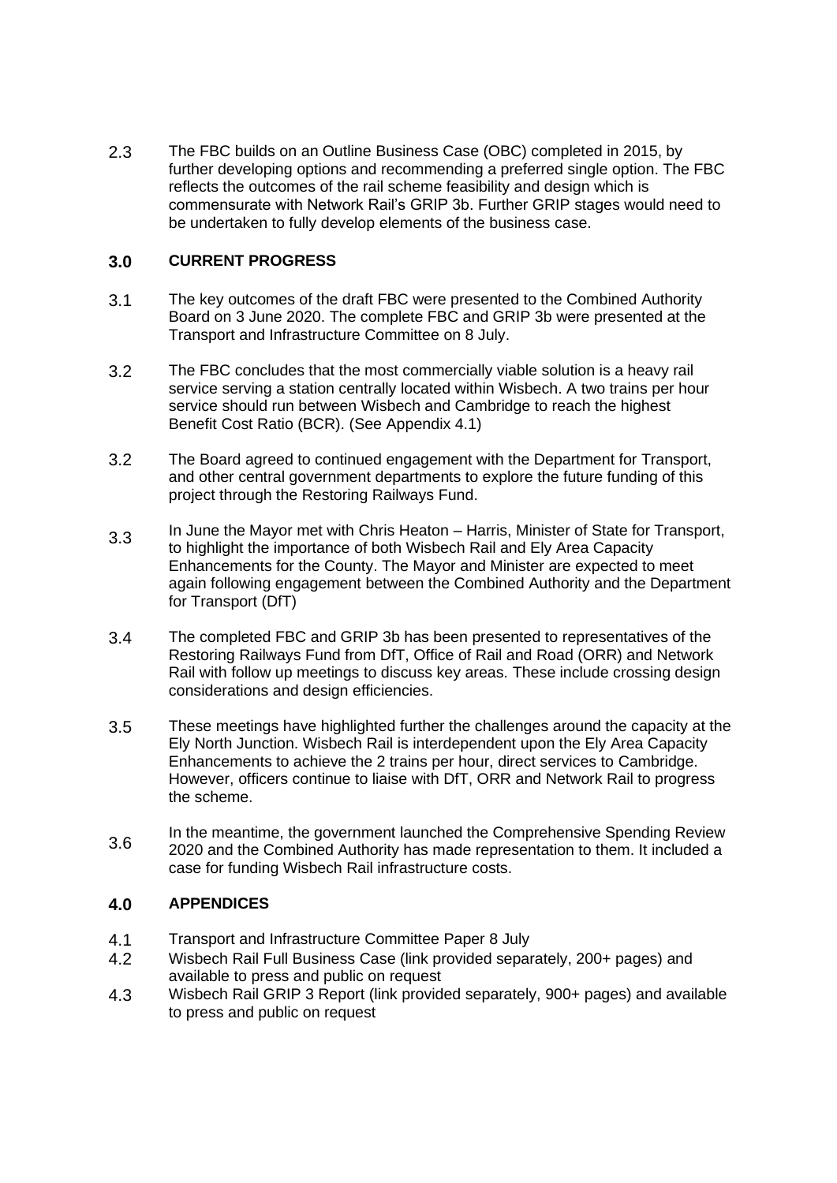2.3 The FBC builds on an Outline Business Case (OBC) completed in 2015, by further developing options and recommending a preferred single option. The FBC reflects the outcomes of the rail scheme feasibility and design which is commensurate with Network Rail's GRIP 3b. Further GRIP stages would need to be undertaken to fully develop elements of the business case.

## 3.0 CURRENT PROGRESS

3.1 The key outcomes of the draft FBC were presented to the Combined Authority Board on 3 June 2020. The complete FBC and GRIP 3b were presented at the Transport and Infrastructure Committee on 8 July.

3.2 The FBC concludes that the most commercially viable solution is a heavy rail service serving a station centrally located within Wisbech. A two trains per hour service should run between Wisbech and Cambridge to reach the highest Benefit Cost Ratio (BCR). (See Appendix 4.1)

3.2 The Board agreed to continued engagement with the Department for Transport, and other central government departments to explore the future funding of this project through the Restoring Railways Fund.

3.3 In June the Mayor met with Chris Heaton – Harris, Minister of State for Transport, to highlight the importance of both Wisbech Rail and Ely Area Capacity Enhancements for the County. The Mayor and Minister are expected to meet again following engagement between the Combined Authority and the Department for Transport (DfT)

3.4 The completed FBC and GRIP 3b has been presented to representatives of the Restoring Railways Fund from DfT, Office of Rail and Road (ORR) and Network Rail with follow up meetings to discuss key areas. These include crossing design considerations and design efficiencies.

3.5 These meetings have highlighted further the challenges around the capacity at the Ely North Junction. Wisbech Rail is interdependent upon the Ely Area Capacity Enhancements to achieve the 2 trains per hour, direct services to Cambridge. However, officers continue to liaise with DfT, ORR and Network Rail to progress the scheme.

3.6 In the meantime, the government launched the Comprehensive Spending Review 2020 and the Combined Authority has made representation to them. It included a case for funding Wisbech Rail infrastructure costs.

## 4.0 APPENDICES

4.1 Transport and Infrastructure Committee Paper 8 July

4.2 Wisbech Rail Full Business Case (link provided separately, 200+ pages) and available to press and public on request

4.3 Wisbech Rail GRIP 3 Report (link provided separately, 900+ pages) and available to press and public on request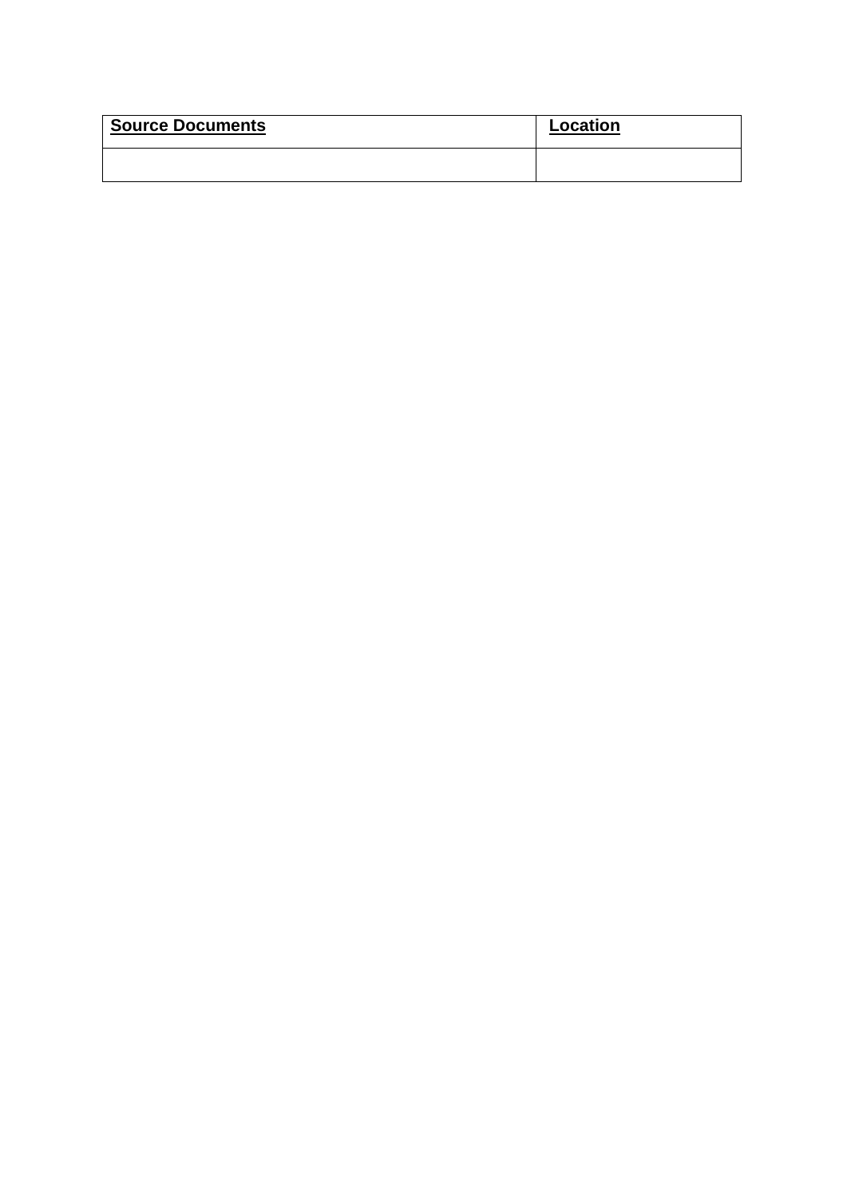| **<u>Source Documents</u>** | **<u>Location</u>** |
|---|---|
| | |